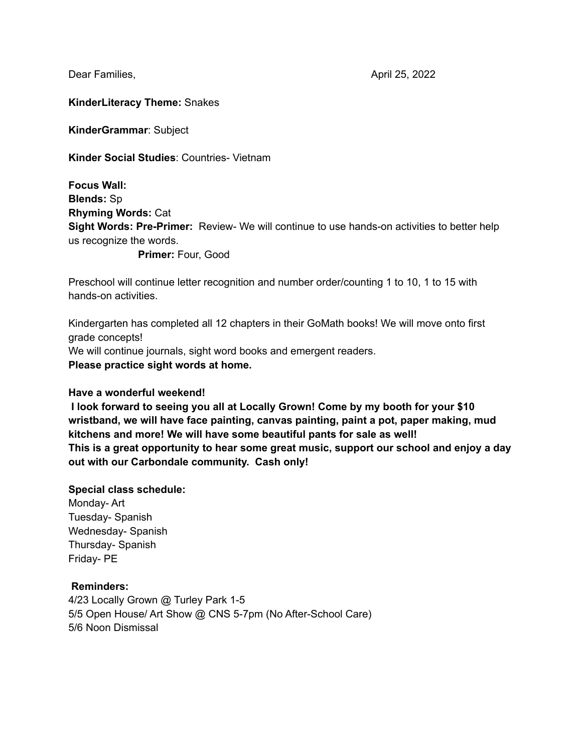Dear Families, April 25, 2022

**KinderLiteracy Theme:** Snakes

**KinderGrammar**: Subject

**Kinder Social Studies**: Countries- Vietnam

**Focus Wall:**
**Blends:** Sp
**Rhyming Words:** Cat
**Sight Words: Pre-Primer:** Review- We will continue to use hands-on activities to better help us recognize the words.
**Primer:** Four, Good

Preschool will continue letter recognition and number order/counting 1 to 10, 1 to 15 with hands-on activities.

Kindergarten has completed all 12 chapters in their GoMath books! We will move onto first grade concepts!
We will continue journals, sight word books and emergent readers.
**Please practice sight words at home.**

**Have a wonderful weekend!**
**I look forward to seeing you all at Locally Grown! Come by my booth for your $10 wristband, we will have face painting, canvas painting, paint a pot, paper making, mud kitchens and more! We will have some beautiful pants for sale as well!**
**This is a great opportunity to hear some great music, support our school and enjoy a day out with our Carbondale community. Cash only!**

**Special class schedule:**
Monday- Art
Tuesday- Spanish
Wednesday- Spanish
Thursday- Spanish
Friday- PE

**Reminders:**
4/23 Locally Grown @ Turley Park 1-5
5/5 Open House/ Art Show @ CNS 5-7pm (No After-School Care)
5/6 Noon Dismissal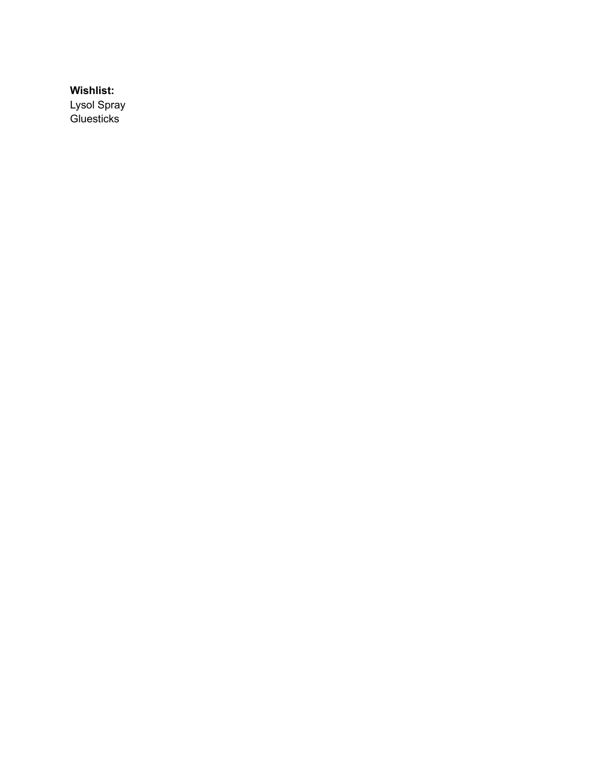**Wishlist:**
Lysol Spray
Gluesticks